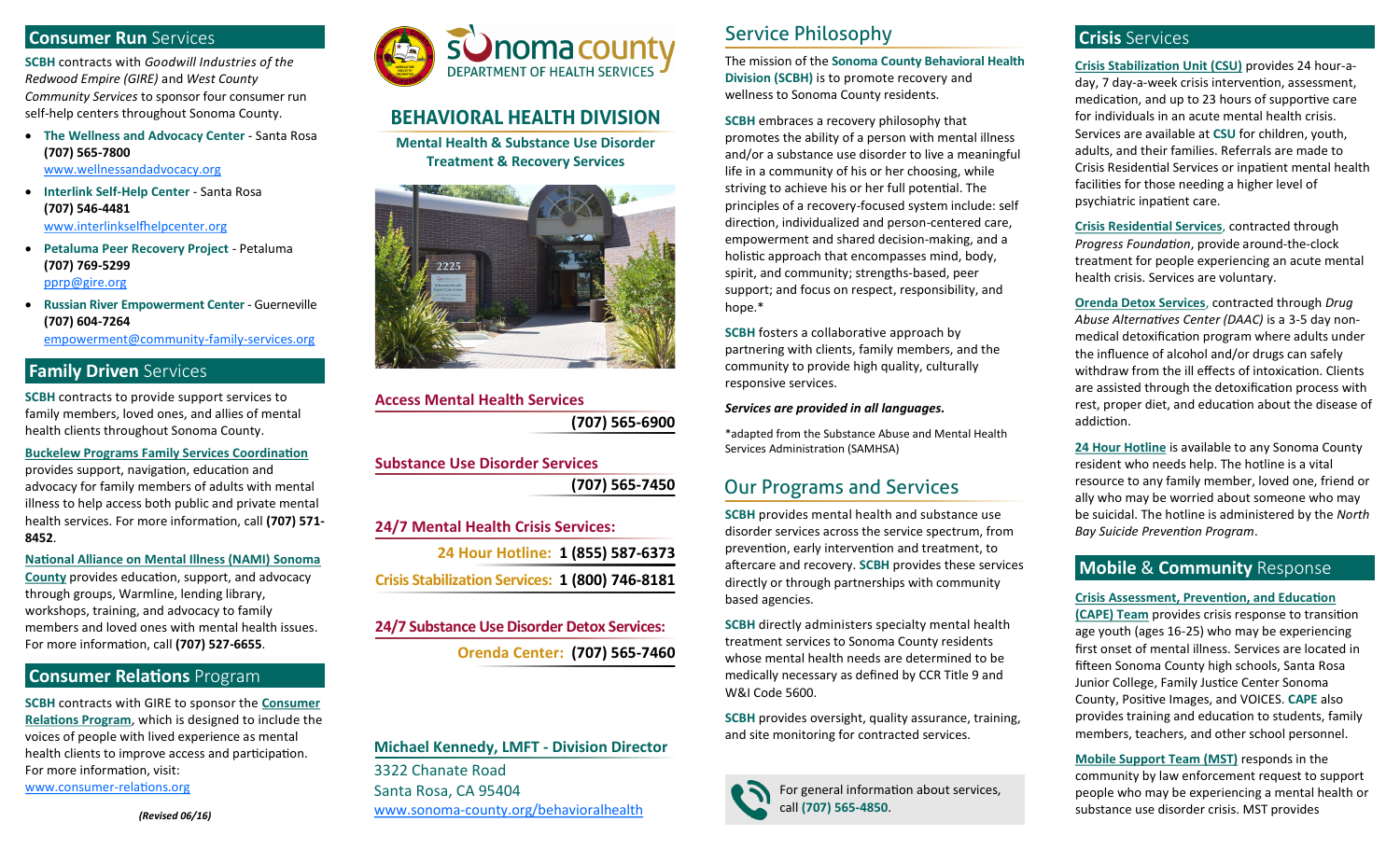## Consumer Run Services

**SCBH** contracts with *Goodwill Industries of the Redwood Empire (GIRE)* and *West County Community Services* to sponsor four consumer run self-help centers throughout Sonoma County.

- **The Wellness and Advocacy Center** - Santa Rosa **(707) 565-7800** www.wellnessandadvocacy.org
- **Interlink Self-Help Center** - Santa Rosa **(707) 546-4481** www.interlinkselfhelpcenter.org
- **Petaluma Peer Recovery Project** - Petaluma **(707) 769-5299** pprp@gire.org
- **Russian River Empowerment Center** - Guerneville **(707) 604-7264** empowerment@community-family-services.org

## Family Driven Services

**SCBH** contracts to provide support services to family members, loved ones, and allies of mental health clients throughout Sonoma County.

**Buckelew Programs Family Services Coordination** provides support, navigation, education and advocacy for family members of adults with mental illness to help access both public and private mental health services. For more information, call **(707) 571-8452**.

**National Alliance on Mental Illness (NAMI) Sonoma County** provides education, support, and advocacy through groups, Warmline, lending library, workshops, training, and advocacy to family members and loved ones with mental health issues. For more information, call **(707) 527-6655**.

## Consumer Relations Program

**SCBH** contracts with GIRE to sponsor the **Consumer Relations Program**, which is designed to include the voices of people with lived experience as mental health clients to improve access and participation. For more information, visit: www.consumer-relations.org

***(Revised 06/16)***

Sonoma County Department of Health Services

# BEHAVIORAL HEALTH DIVISION

**Mental Health & Substance Use Disorder Treatment & Recovery Services**

**Access Mental Health Services** **(707) 565-6900**

**Substance Use Disorder Services** **(707) 565-7450**

**24/7 Mental Health Crisis Services:**

**24 Hour Hotline: 1 (855) 587-6373**

**Crisis Stabilization Services: 1 (800) 746-8181**

**24/7 Substance Use Disorder Detox Services:**

**Orenda Center: (707) 565-7460**

**Michael Kennedy, LMFT - Division Director**
3322 Chanate Road
Santa Rosa, CA 95404
www.sonoma-county.org/behavioralhealth

## Service Philosophy

The mission of the **Sonoma County Behavioral Health Division (SCBH)** is to promote recovery and wellness to Sonoma County residents.

**SCBH** embraces a recovery philosophy that promotes the ability of a person with mental illness and/or a substance use disorder to live a meaningful life in a community of his or her choosing, while striving to achieve his or her full potential. The principles of a recovery-focused system include: self direction, individualized and person-centered care, empowerment and shared decision-making, and a holistic approach that encompasses mind, body, spirit, and community; strengths-based, peer support; and focus on respect, responsibility, and hope.*

**SCBH** fosters a collaborative approach by partnering with clients, family members, and the community to provide high quality, culturally responsive services.

***Services are provided in all languages.***

*adapted from the Substance Abuse and Mental Health Services Administration (SAMHSA)

## Our Programs and Services

**SCBH** provides mental health and substance use disorder services across the service spectrum, from prevention, early intervention and treatment, to aftercare and recovery. **SCBH** provides these services directly or through partnerships with community based agencies.

**SCBH** directly administers specialty mental health treatment services to Sonoma County residents whose mental health needs are determined to be medically necessary as defined by CCR Title 9 and W&I Code 5600.

**SCBH** provides oversight, quality assurance, training, and site monitoring for contracted services.

For general information about services, call **(707) 565-4850**.

## Crisis Services

**Crisis Stabilization Unit (CSU)** provides 24 hour-a-day, 7 day-a-week crisis intervention, assessment, medication, and up to 23 hours of supportive care for individuals in an acute mental health crisis. Services are available at **CSU** for children, youth, adults, and their families. Referrals are made to Crisis Residential Services or inpatient mental health facilities for those needing a higher level of psychiatric inpatient care.

**Crisis Residential Services**, contracted through *Progress Foundation*, provide around-the-clock treatment for people experiencing an acute mental health crisis. Services are voluntary.

**Orenda Detox Services**, contracted through *Drug Abuse Alternatives Center (DAAC)* is a 3-5 day non-medical detoxification program where adults under the influence of alcohol and/or drugs can safely withdraw from the ill effects of intoxication. Clients are assisted through the detoxification process with rest, proper diet, and education about the disease of addiction.

**24 Hour Hotline** is available to any Sonoma County resident who needs help. The hotline is a vital resource to any family member, loved one, friend or ally who may be worried about someone who may be suicidal. The hotline is administered by the *North Bay Suicide Prevention Program*.

## Mobile & Community Response

**Crisis Assessment, Prevention, and Education (CAPE) Team** provides crisis response to transition age youth (ages 16-25) who may be experiencing first onset of mental illness. Services are located in fifteen Sonoma County high schools, Santa Rosa Junior College, Family Justice Center Sonoma County, Positive Images, and VOICES. **CAPE** also provides training and education to students, family members, teachers, and other school personnel.

**Mobile Support Team (MST)** responds in the community by law enforcement request to support people who may be experiencing a mental health or substance use disorder crisis. MST provides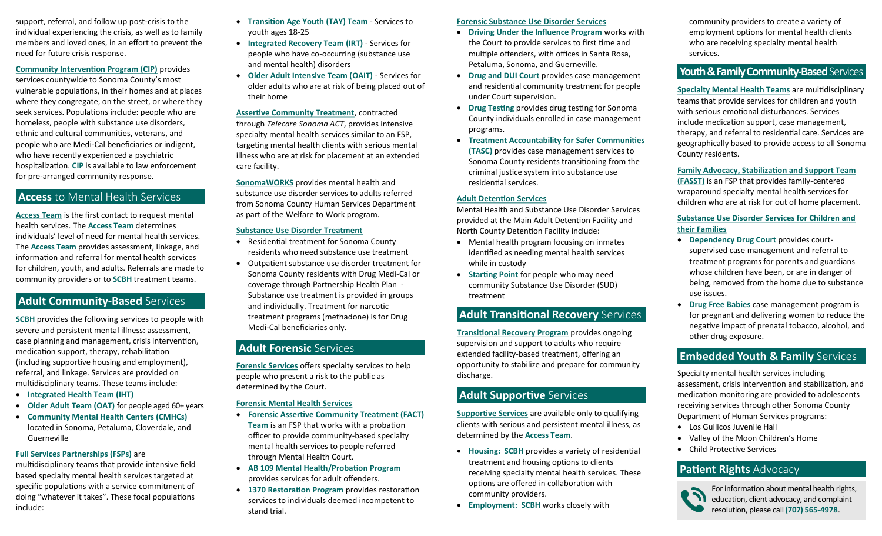support, referral, and follow up post-crisis to the individual experiencing the crisis, as well as to family members and loved ones, in an effort to prevent the need for future crisis response.

**Community Intervention Program (CIP)** provides services countywide to Sonoma County's most vulnerable populations, in their homes and at places where they congregate, on the street, or where they seek services. Populations include: people who are homeless, people with substance use disorders, ethnic and cultural communities, veterans, and people who are Medi-Cal beneficiaries or indigent, who have recently experienced a psychiatric hospitalization. **CIP** is available to law enforcement for pre-arranged community response.

## Access to Mental Health Services

**Access Team** is the first contact to request mental health services. The **Access Team** determines individuals' level of need for mental health services. The **Access Team** provides assessment, linkage, and information and referral for mental health services for children, youth, and adults. Referrals are made to community providers or to **SCBH** treatment teams.

## Adult Community-Based Services

**SCBH** provides the following services to people with severe and persistent mental illness: assessment, case planning and management, crisis intervention, medication support, therapy, rehabilitation (including supportive housing and employment), referral, and linkage. Services are provided on multidisciplinary teams. These teams include:

- **Integrated Health Team (IHT)**
- **Older Adult Team (OAT)** for people aged 60+ years
- **Community Mental Health Centers (CMHCs)** located in Sonoma, Petaluma, Cloverdale, and Guerneville

**Full Services Partnerships (FSPs)** are multidisciplinary teams that provide intensive field based specialty mental health services targeted at specific populations with a service commitment of doing "whatever it takes". These focal populations include:

- **Transition Age Youth (TAY) Team** - Services to youth ages 18-25
- **Integrated Recovery Team (IRT)** - Services for people who have co-occurring (substance use and mental health) disorders
- **Older Adult Intensive Team (OAIT)** - Services for older adults who are at risk of being placed out of their home

**Assertive Community Treatment**, contracted through *Telecare Sonoma ACT*, provides intensive specialty mental health services similar to an FSP, targeting mental health clients with serious mental illness who are at risk for placement at an extended care facility.

**SonomaWORKS** provides mental health and substance use disorder services to adults referred from Sonoma County Human Services Department as part of the Welfare to Work program.

**Substance Use Disorder Treatment**

- Residential treatment for Sonoma County residents who need substance use treatment
- Outpatient substance use disorder treatment for Sonoma County residents with Drug Medi-Cal or coverage through Partnership Health Plan - Substance use treatment is provided in groups and individually. Treatment for narcotic treatment programs (methadone) is for Drug Medi-Cal beneficiaries only.

## Adult Forensic Services

**Forensic Services** offers specialty services to help people who present a risk to the public as determined by the Court.

**Forensic Mental Health Services**

- **Forensic Assertive Community Treatment (FACT) Team** is an FSP that works with a probation officer to provide community-based specialty mental health services to people referred through Mental Health Court.
- **AB 109 Mental Health/Probation Program** provides services for adult offenders.
- **1370 Restoration Program** provides restoration services to individuals deemed incompetent to stand trial.

**Forensic Substance Use Disorder Services**

- **Driving Under the Influence Program** works with the Court to provide services to first time and multiple offenders, with offices in Santa Rosa, Petaluma, Sonoma, and Guerneville.
- **Drug and DUI Court** provides case management and residential community treatment for people under Court supervision.
- **Drug Testing** provides drug testing for Sonoma County individuals enrolled in case management programs.
- **Treatment Accountability for Safer Communities (TASC)** provides case management services to Sonoma County residents transitioning from the criminal justice system into substance use residential services.

**Adult Detention Services**

Mental Health and Substance Use Disorder Services provided at the Main Adult Detention Facility and North County Detention Facility include:

- Mental health program focusing on inmates identified as needing mental health services while in custody
- **Starting Point** for people who may need community Substance Use Disorder (SUD) treatment

## Adult Transitional Recovery Services

**Transitional Recovery Program** provides ongoing supervision and support to adults who require extended facility-based treatment, offering an opportunity to stabilize and prepare for community discharge.

## Adult Supportive Services

**Supportive Services** are available only to qualifying clients with serious and persistent mental illness, as determined by the **Access Team**.

- **Housing: SCBH** provides a variety of residential treatment and housing options to clients receiving specialty mental health services. These options are offered in collaboration with community providers.
- **Employment: SCBH** works closely with community providers to create a variety of employment options for mental health clients who are receiving specialty mental health services.

## Youth & Family Community-Based Services

**Specialty Mental Health Teams** are multidisciplinary teams that provide services for children and youth with serious emotional disturbances. Services include medication support, case management, therapy, and referral to residential care. Services are geographically based to provide access to all Sonoma County residents.

**Family Advocacy, Stabilization and Support Team (FASST)** is an FSP that provides family-centered wraparound specialty mental health services for children who are at risk for out of home placement.

**Substance Use Disorder Services for Children and their Families**

- **Dependency Drug Court** provides court-supervised case management and referral to treatment programs for parents and guardians whose children have been, or are in danger of being, removed from the home due to substance use issues.
- **Drug Free Babies** case management program is for pregnant and delivering women to reduce the negative impact of prenatal tobacco, alcohol, and other drug exposure.

## Embedded Youth & Family Services

Specialty mental health services including assessment, crisis intervention and stabilization, and medication monitoring are provided to adolescents receiving services through other Sonoma County Department of Human Services programs:

- Los Guilicos Juvenile Hall
- Valley of the Moon Children's Home
- Child Protective Services

## Patient Rights Advocacy

For information about mental health rights, education, client advocacy, and complaint resolution, please call **(707) 565-4978**.